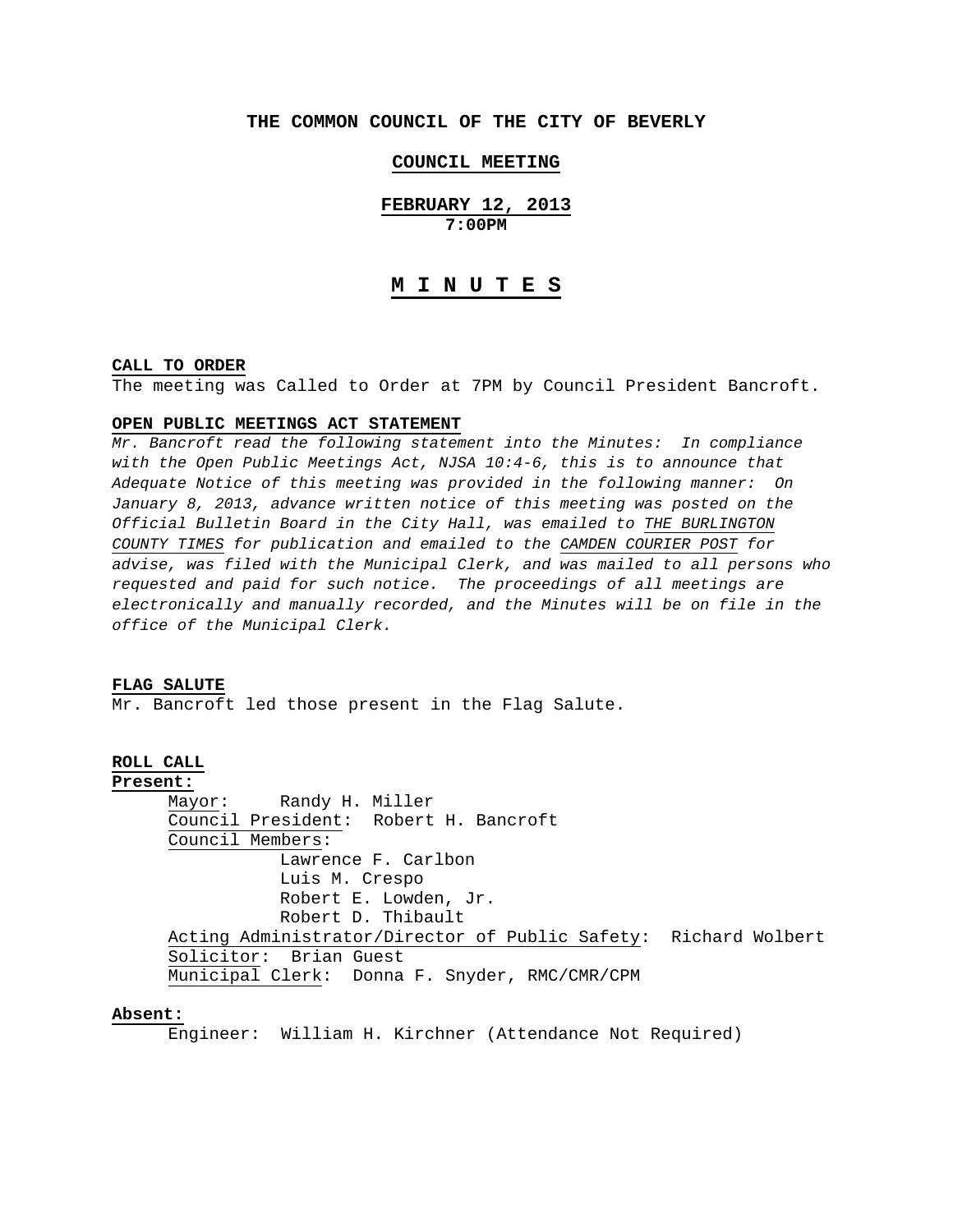# THE COMMON COUNCIL OF THE CITY OF BEVERLY

## COUNCIL MEETING

## FEBRUARY 12, 2013
**7:00PM**

## M I N U T E S

**CALL TO ORDER**
The meeting was Called to Order at 7PM by Council President Bancroft.

**OPEN PUBLIC MEETINGS ACT STATEMENT**
*Mr. Bancroft read the following statement into the Minutes: In compliance with the Open Public Meetings Act, NJSA 10:4-6, this is to announce that Adequate Notice of this meeting was provided in the following manner: On January 8, 2013, advance written notice of this meeting was posted on the Official Bulletin Board in the City Hall, was emailed to THE BURLINGTON COUNTY TIMES for publication and emailed to the CAMDEN COURIER POST for advise, was filed with the Municipal Clerk, and was mailed to all persons who requested and paid for such notice. The proceedings of all meetings are electronically and manually recorded, and the Minutes will be on file in the office of the Municipal Clerk.*

**FLAG SALUTE**
Mr. Bancroft led those present in the Flag Salute.

**ROLL CALL**
**Present:**
Mayor: Randy H. Miller
Council President: Robert H. Bancroft
Council Members:
Lawrence F. Carlbon
Luis M. Crespo
Robert E. Lowden, Jr.
Robert D. Thibault
Acting Administrator/Director of Public Safety: Richard Wolbert
Solicitor: Brian Guest
Municipal Clerk: Donna F. Snyder, RMC/CMR/CPM

**Absent:**
Engineer: William H. Kirchner (Attendance Not Required)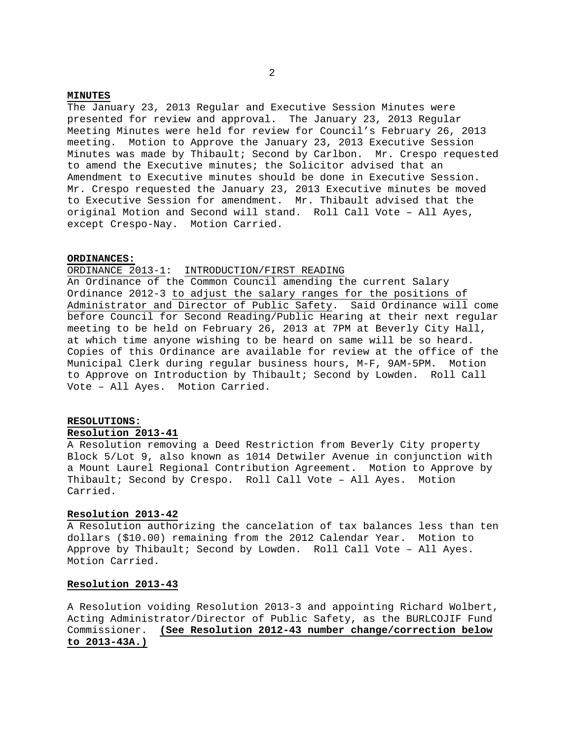**MINUTES**

The January 23, 2013 Regular and Executive Session Minutes were presented for review and approval. The January 23, 2013 Regular Meeting Minutes were held for review for Council's February 26, 2013 meeting. Motion to Approve the January 23, 2013 Executive Session Minutes was made by Thibault; Second by Carlbon. Mr. Crespo requested to amend the Executive minutes; the Solicitor advised that an Amendment to Executive minutes should be done in Executive Session. Mr. Crespo requested the January 23, 2013 Executive minutes be moved to Executive Session for amendment. Mr. Thibault advised that the original Motion and Second will stand. Roll Call Vote – All Ayes, except Crespo-Nay. Motion Carried.

**ORDINANCES:**

ORDINANCE 2013-1: INTRODUCTION/FIRST READING

An Ordinance of the Common Council amending the current Salary Ordinance 2012-3 to adjust the salary ranges for the positions of Administrator and Director of Public Safety. Said Ordinance will come before Council for Second Reading/Public Hearing at their next regular meeting to be held on February 26, 2013 at 7PM at Beverly City Hall, at which time anyone wishing to be heard on same will be so heard. Copies of this Ordinance are available for review at the office of the Municipal Clerk during regular business hours, M-F, 9AM-5PM. Motion to Approve on Introduction by Thibault; Second by Lowden. Roll Call Vote – All Ayes. Motion Carried.

**RESOLUTIONS:**

**Resolution 2013-41**

A Resolution removing a Deed Restriction from Beverly City property Block 5/Lot 9, also known as 1014 Detwiler Avenue in conjunction with a Mount Laurel Regional Contribution Agreement. Motion to Approve by Thibault; Second by Crespo. Roll Call Vote – All Ayes. Motion Carried.

**Resolution 2013-42**

A Resolution authorizing the cancelation of tax balances less than ten dollars ($10.00) remaining from the 2012 Calendar Year. Motion to Approve by Thibault; Second by Lowden. Roll Call Vote – All Ayes. Motion Carried.

**Resolution 2013-43**

A Resolution voiding Resolution 2013-3 and appointing Richard Wolbert, Acting Administrator/Director of Public Safety, as the BURLCOJIF Fund Commissioner. **(See Resolution 2012-43 number change/correction below to 2013-43A.)**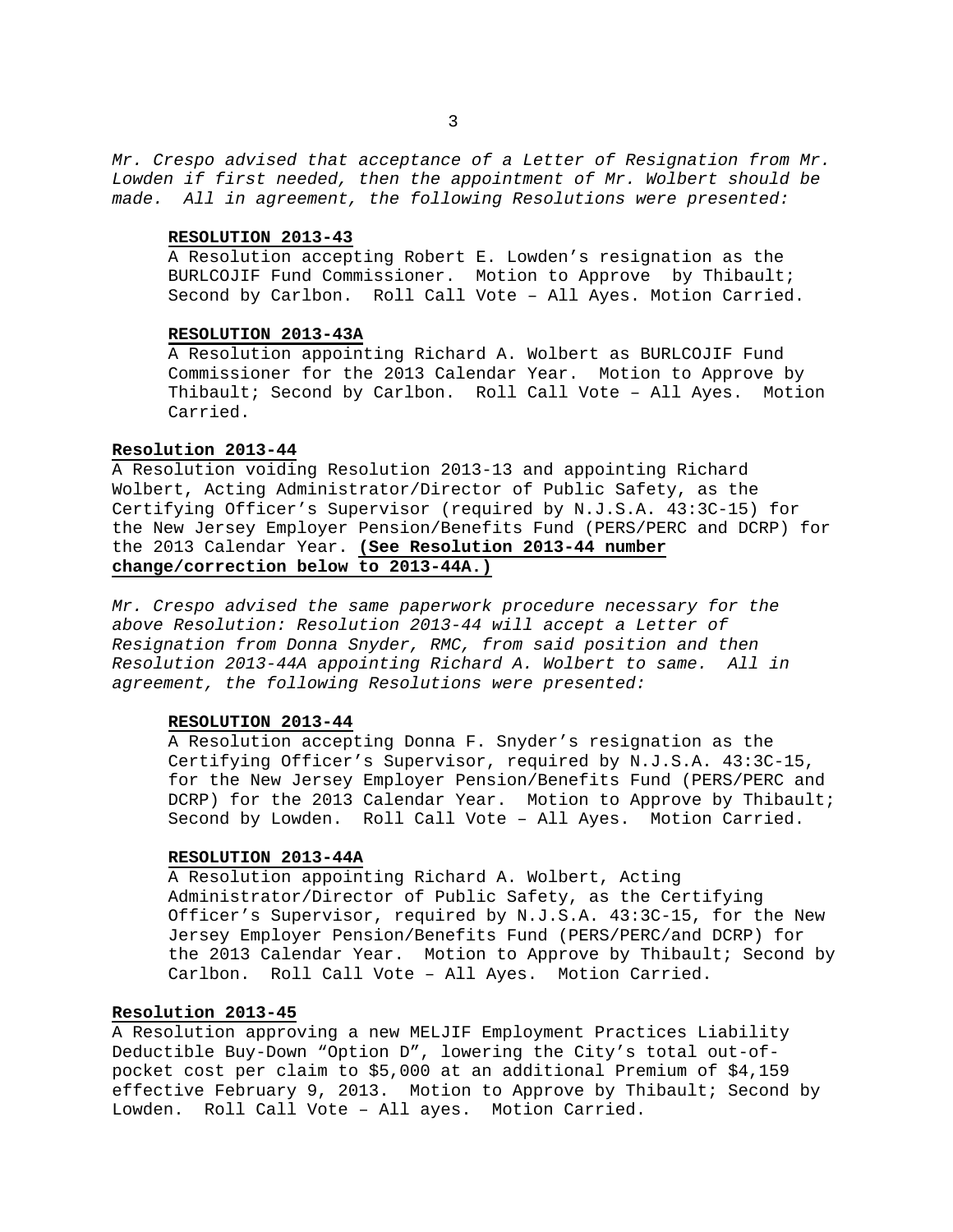*Mr. Crespo advised that acceptance of a Letter of Resignation from Mr. Lowden if first needed, then the appointment of Mr. Wolbert should be made. All in agreement, the following Resolutions were presented:*

> **RESOLUTION 2013-43**
> A Resolution accepting Robert E. Lowden's resignation as the BURLCOJIF Fund Commissioner. Motion to Approve by Thibault; Second by Carlbon. Roll Call Vote – All Ayes. Motion Carried.
>
> **RESOLUTION 2013-43A**
> A Resolution appointing Richard A. Wolbert as BURLCOJIF Fund Commissioner for the 2013 Calendar Year. Motion to Approve by Thibault; Second by Carlbon. Roll Call Vote – All Ayes. Motion Carried.

**Resolution 2013-44**
A Resolution voiding Resolution 2013-13 and appointing Richard Wolbert, Acting Administrator/Director of Public Safety, as the Certifying Officer's Supervisor (required by N.J.S.A. 43:3C-15) for the New Jersey Employer Pension/Benefits Fund (PERS/PERC and DCRP) for the 2013 Calendar Year. **(See Resolution 2013-44 number change/correction below to 2013-44A.)**

*Mr. Crespo advised the same paperwork procedure necessary for the above Resolution: Resolution 2013-44 will accept a Letter of Resignation from Donna Snyder, RMC, from said position and then Resolution 2013-44A appointing Richard A. Wolbert to same. All in agreement, the following Resolutions were presented:*

> **RESOLUTION 2013-44**
> A Resolution accepting Donna F. Snyder's resignation as the Certifying Officer's Supervisor, required by N.J.S.A. 43:3C-15, for the New Jersey Employer Pension/Benefits Fund (PERS/PERC and DCRP) for the 2013 Calendar Year. Motion to Approve by Thibault; Second by Lowden. Roll Call Vote – All Ayes. Motion Carried.
>
> **RESOLUTION 2013-44A**
> A Resolution appointing Richard A. Wolbert, Acting Administrator/Director of Public Safety, as the Certifying Officer's Supervisor, required by N.J.S.A. 43:3C-15, for the New Jersey Employer Pension/Benefits Fund (PERS/PERC/and DCRP) for the 2013 Calendar Year. Motion to Approve by Thibault; Second by Carlbon. Roll Call Vote – All Ayes. Motion Carried.

**Resolution 2013-45**
A Resolution approving a new MELJIF Employment Practices Liability Deductible Buy-Down "Option D", lowering the City's total out-of-pocket cost per claim to $5,000 at an additional Premium of $4,159 effective February 9, 2013. Motion to Approve by Thibault; Second by Lowden. Roll Call Vote – All ayes. Motion Carried.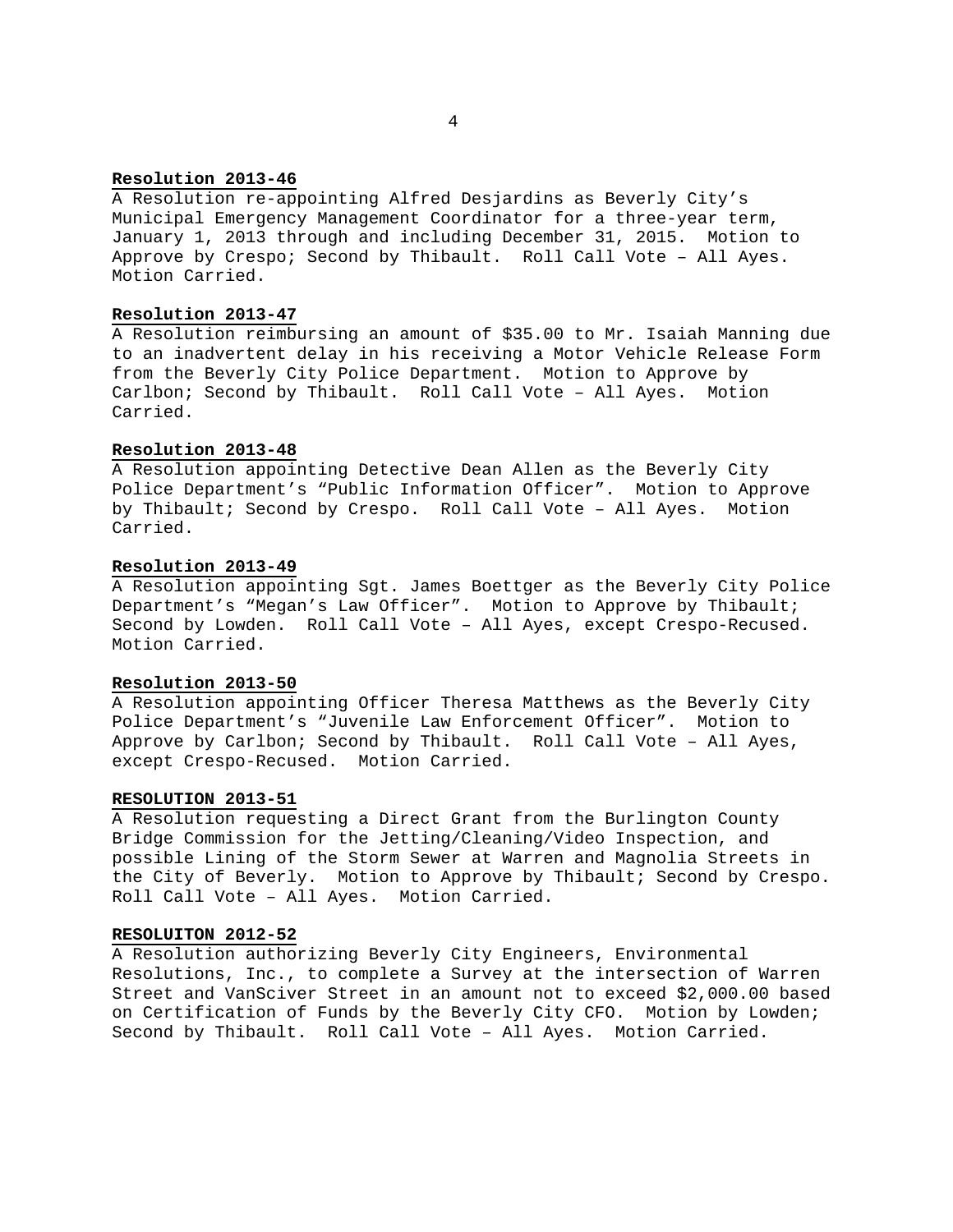**Resolution 2013-46**

A Resolution re-appointing Alfred Desjardins as Beverly City's Municipal Emergency Management Coordinator for a three-year term, January 1, 2013 through and including December 31, 2015. Motion to Approve by Crespo; Second by Thibault. Roll Call Vote – All Ayes. Motion Carried.

**Resolution 2013-47**

A Resolution reimbursing an amount of $35.00 to Mr. Isaiah Manning due to an inadvertent delay in his receiving a Motor Vehicle Release Form from the Beverly City Police Department. Motion to Approve by Carlbon; Second by Thibault. Roll Call Vote – All Ayes. Motion Carried.

**Resolution 2013-48**

A Resolution appointing Detective Dean Allen as the Beverly City Police Department's "Public Information Officer". Motion to Approve by Thibault; Second by Crespo. Roll Call Vote – All Ayes. Motion Carried.

**Resolution 2013-49**

A Resolution appointing Sgt. James Boettger as the Beverly City Police Department's "Megan's Law Officer". Motion to Approve by Thibault; Second by Lowden. Roll Call Vote – All Ayes, except Crespo-Recused. Motion Carried.

**Resolution 2013-50**

A Resolution appointing Officer Theresa Matthews as the Beverly City Police Department's "Juvenile Law Enforcement Officer". Motion to Approve by Carlbon; Second by Thibault. Roll Call Vote – All Ayes, except Crespo-Recused. Motion Carried.

**RESOLUTION 2013-51**

A Resolution requesting a Direct Grant from the Burlington County Bridge Commission for the Jetting/Cleaning/Video Inspection, and possible Lining of the Storm Sewer at Warren and Magnolia Streets in the City of Beverly. Motion to Approve by Thibault; Second by Crespo. Roll Call Vote – All Ayes. Motion Carried.

**RESOLUITON 2012-52**

A Resolution authorizing Beverly City Engineers, Environmental Resolutions, Inc., to complete a Survey at the intersection of Warren Street and VanSciver Street in an amount not to exceed $2,000.00 based on Certification of Funds by the Beverly City CFO. Motion by Lowden; Second by Thibault. Roll Call Vote – All Ayes. Motion Carried.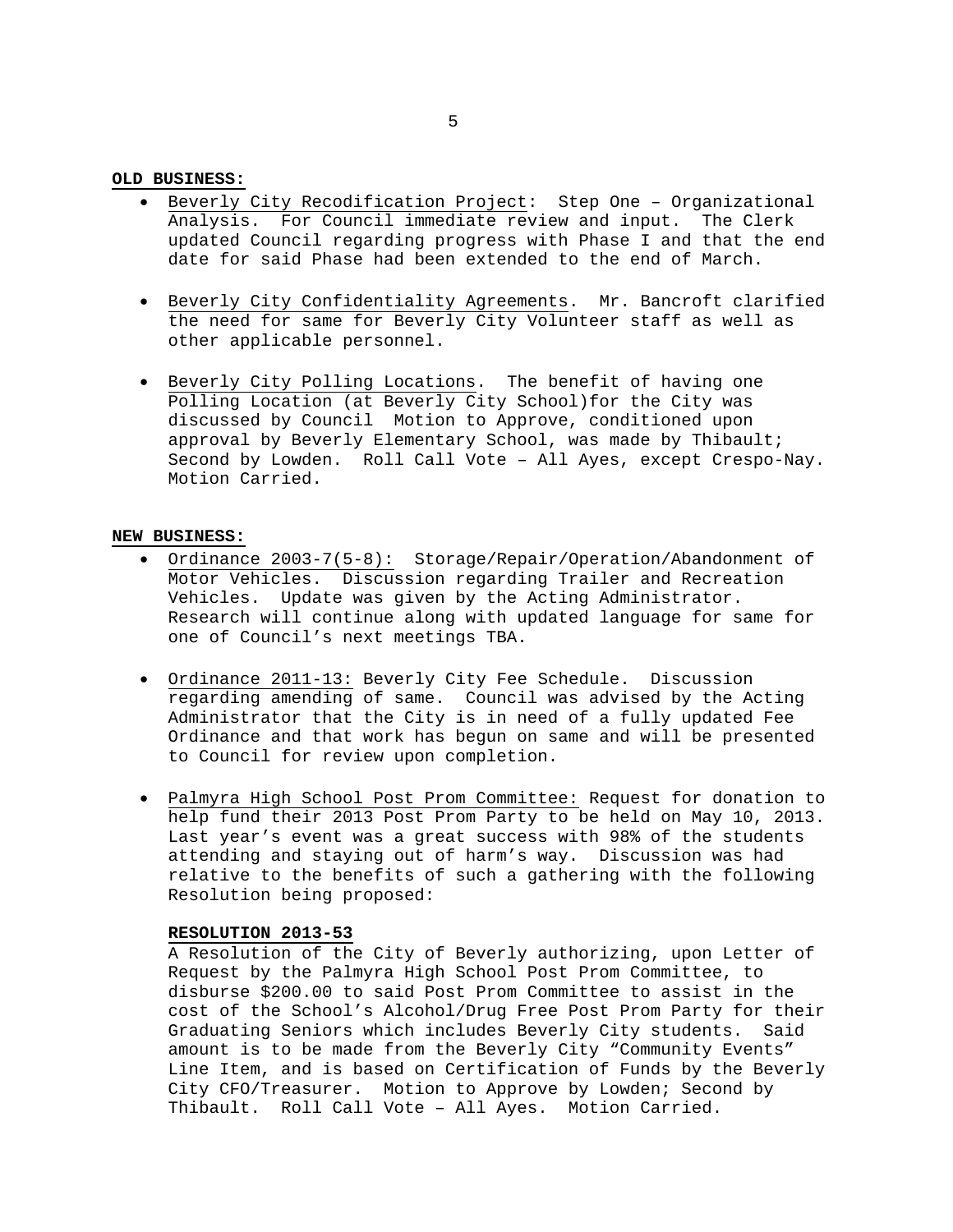**OLD BUSINESS:**

- Beverly City Recodification Project: Step One – Organizational Analysis. For Council immediate review and input. The Clerk updated Council regarding progress with Phase I and that the end date for said Phase had been extended to the end of March.

- Beverly City Confidentiality Agreements. Mr. Bancroft clarified the need for same for Beverly City Volunteer staff as well as other applicable personnel.

- Beverly City Polling Locations. The benefit of having one Polling Location (at Beverly City School)for the City was discussed by Council Motion to Approve, conditioned upon approval by Beverly Elementary School, was made by Thibault; Second by Lowden. Roll Call Vote – All Ayes, except Crespo-Nay. Motion Carried.

**NEW BUSINESS:**

- Ordinance 2003-7(5-8): Storage/Repair/Operation/Abandonment of Motor Vehicles. Discussion regarding Trailer and Recreation Vehicles. Update was given by the Acting Administrator. Research will continue along with updated language for same for one of Council's next meetings TBA.

- Ordinance 2011-13: Beverly City Fee Schedule. Discussion regarding amending of same. Council was advised by the Acting Administrator that the City is in need of a fully updated Fee Ordinance and that work has begun on same and will be presented to Council for review upon completion.

- Palmyra High School Post Prom Committee: Request for donation to help fund their 2013 Post Prom Party to be held on May 10, 2013. Last year's event was a great success with 98% of the students attending and staying out of harm's way. Discussion was had relative to the benefits of such a gathering with the following Resolution being proposed:

  **RESOLUTION 2013-53**

  A Resolution of the City of Beverly authorizing, upon Letter of Request by the Palmyra High School Post Prom Committee, to disburse $200.00 to said Post Prom Committee to assist in the cost of the School's Alcohol/Drug Free Post Prom Party for their Graduating Seniors which includes Beverly City students. Said amount is to be made from the Beverly City "Community Events" Line Item, and is based on Certification of Funds by the Beverly City CFO/Treasurer. Motion to Approve by Lowden; Second by Thibault. Roll Call Vote – All Ayes. Motion Carried.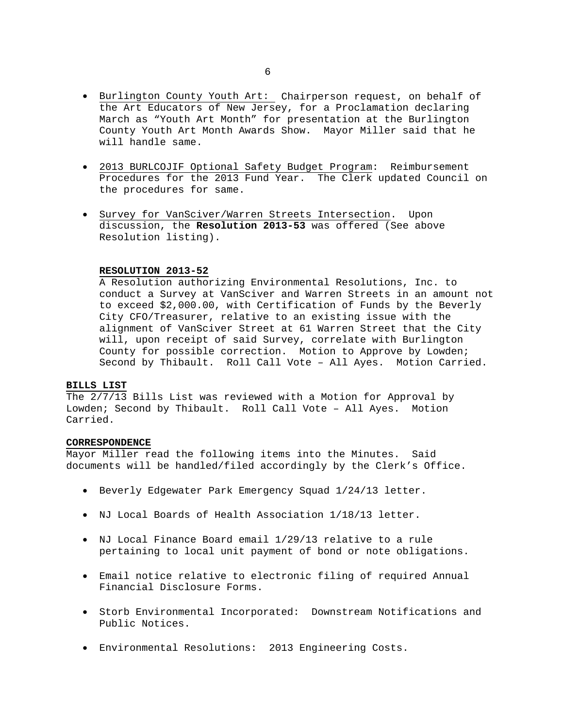- Burlington County Youth Art: Chairperson request, on behalf of the Art Educators of New Jersey, for a Proclamation declaring March as "Youth Art Month" for presentation at the Burlington County Youth Art Month Awards Show. Mayor Miller said that he will handle same.

- 2013 BURLCOJIF Optional Safety Budget Program: Reimbursement Procedures for the 2013 Fund Year. The Clerk updated Council on the procedures for same.

- Survey for VanSciver/Warren Streets Intersection. Upon discussion, the **Resolution 2013-53** was offered (See above Resolution listing).

**RESOLUTION 2013-52**
A Resolution authorizing Environmental Resolutions, Inc. to conduct a Survey at VanSciver and Warren Streets in an amount not to exceed $2,000.00, with Certification of Funds by the Beverly City CFO/Treasurer, relative to an existing issue with the alignment of VanSciver Street at 61 Warren Street that the City will, upon receipt of said Survey, correlate with Burlington County for possible correction. Motion to Approve by Lowden; Second by Thibault. Roll Call Vote – All Ayes. Motion Carried.

**BILLS LIST**
The 2/7/13 Bills List was reviewed with a Motion for Approval by Lowden; Second by Thibault. Roll Call Vote – All Ayes. Motion Carried.

**CORRESPONDENCE**
Mayor Miller read the following items into the Minutes. Said documents will be handled/filed accordingly by the Clerk's Office.

- Beverly Edgewater Park Emergency Squad 1/24/13 letter.

- NJ Local Boards of Health Association 1/18/13 letter.

- NJ Local Finance Board email 1/29/13 relative to a rule pertaining to local unit payment of bond or note obligations.

- Email notice relative to electronic filing of required Annual Financial Disclosure Forms.

- Storb Environmental Incorporated: Downstream Notifications and Public Notices.

- Environmental Resolutions: 2013 Engineering Costs.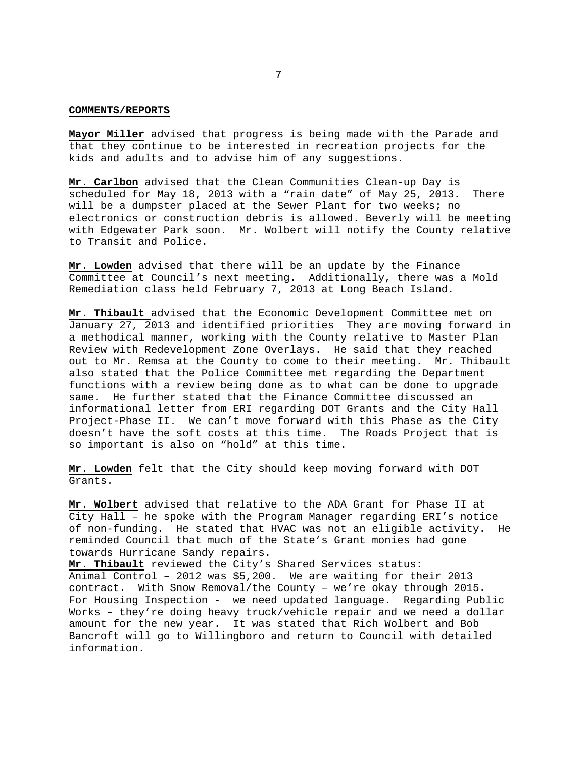**COMMENTS/REPORTS**

**Mayor Miller** advised that progress is being made with the Parade and that they continue to be interested in recreation projects for the kids and adults and to advise him of any suggestions.

**Mr. Carlbon** advised that the Clean Communities Clean-up Day is scheduled for May 18, 2013 with a "rain date" of May 25, 2013. There will be a dumpster placed at the Sewer Plant for two weeks; no electronics or construction debris is allowed. Beverly will be meeting with Edgewater Park soon. Mr. Wolbert will notify the County relative to Transit and Police.

**Mr. Lowden** advised that there will be an update by the Finance Committee at Council's next meeting. Additionally, there was a Mold Remediation class held February 7, 2013 at Long Beach Island.

**Mr. Thibault** advised that the Economic Development Committee met on January 27, 2013 and identified priorities They are moving forward in a methodical manner, working with the County relative to Master Plan Review with Redevelopment Zone Overlays. He said that they reached out to Mr. Remsa at the County to come to their meeting. Mr. Thibault also stated that the Police Committee met regarding the Department functions with a review being done as to what can be done to upgrade same. He further stated that the Finance Committee discussed an informational letter from ERI regarding DOT Grants and the City Hall Project-Phase II. We can't move forward with this Phase as the City doesn't have the soft costs at this time. The Roads Project that is so important is also on "hold" at this time.

**Mr. Lowden** felt that the City should keep moving forward with DOT Grants.

**Mr. Wolbert** advised that relative to the ADA Grant for Phase II at City Hall – he spoke with the Program Manager regarding ERI's notice of non-funding. He stated that HVAC was not an eligible activity. He reminded Council that much of the State's Grant monies had gone towards Hurricane Sandy repairs.

**Mr. Thibault** reviewed the City's Shared Services status: Animal Control – 2012 was $5,200. We are waiting for their 2013 contract. With Snow Removal/the County – we're okay through 2015. For Housing Inspection - we need updated language. Regarding Public Works – they're doing heavy truck/vehicle repair and we need a dollar amount for the new year. It was stated that Rich Wolbert and Bob Bancroft will go to Willingboro and return to Council with detailed information.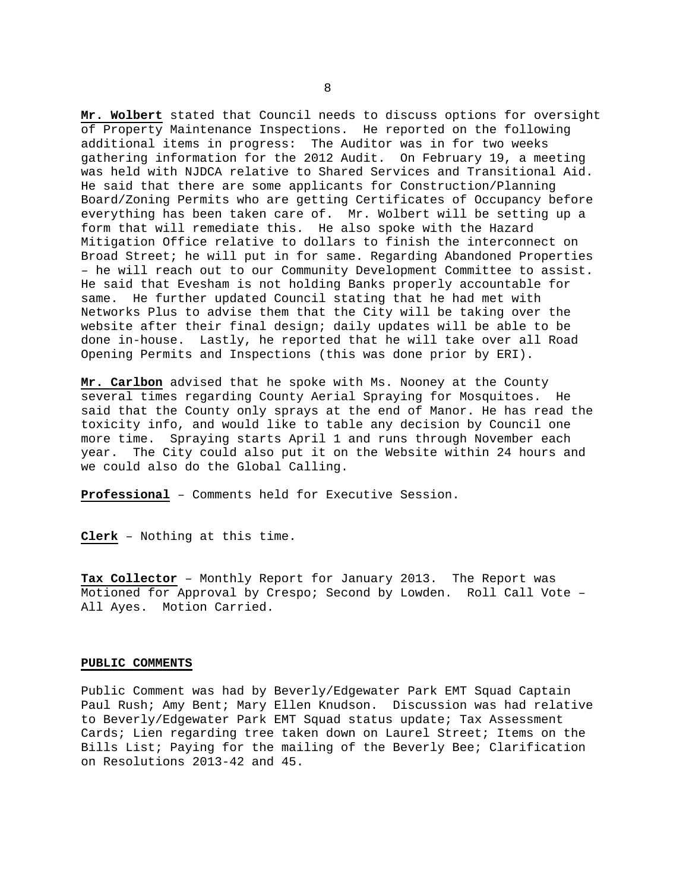**Mr. Wolbert** stated that Council needs to discuss options for oversight of Property Maintenance Inspections. He reported on the following additional items in progress: The Auditor was in for two weeks gathering information for the 2012 Audit. On February 19, a meeting was held with NJDCA relative to Shared Services and Transitional Aid. He said that there are some applicants for Construction/Planning Board/Zoning Permits who are getting Certificates of Occupancy before everything has been taken care of. Mr. Wolbert will be setting up a form that will remediate this. He also spoke with the Hazard Mitigation Office relative to dollars to finish the interconnect on Broad Street; he will put in for same. Regarding Abandoned Properties – he will reach out to our Community Development Committee to assist. He said that Evesham is not holding Banks properly accountable for same. He further updated Council stating that he had met with Networks Plus to advise them that the City will be taking over the website after their final design; daily updates will be able to be done in-house. Lastly, he reported that he will take over all Road Opening Permits and Inspections (this was done prior by ERI).

**Mr. Carlbon** advised that he spoke with Ms. Nooney at the County several times regarding County Aerial Spraying for Mosquitoes. He said that the County only sprays at the end of Manor. He has read the toxicity info, and would like to table any decision by Council one more time. Spraying starts April 1 and runs through November each year. The City could also put it on the Website within 24 hours and we could also do the Global Calling.

**Professional** – Comments held for Executive Session.

**Clerk** – Nothing at this time.

**Tax Collector** – Monthly Report for January 2013. The Report was Motioned for Approval by Crespo; Second by Lowden. Roll Call Vote – All Ayes. Motion Carried.

**PUBLIC COMMENTS**

Public Comment was had by Beverly/Edgewater Park EMT Squad Captain Paul Rush; Amy Bent; Mary Ellen Knudson. Discussion was had relative to Beverly/Edgewater Park EMT Squad status update; Tax Assessment Cards; Lien regarding tree taken down on Laurel Street; Items on the Bills List; Paying for the mailing of the Beverly Bee; Clarification on Resolutions 2013-42 and 45.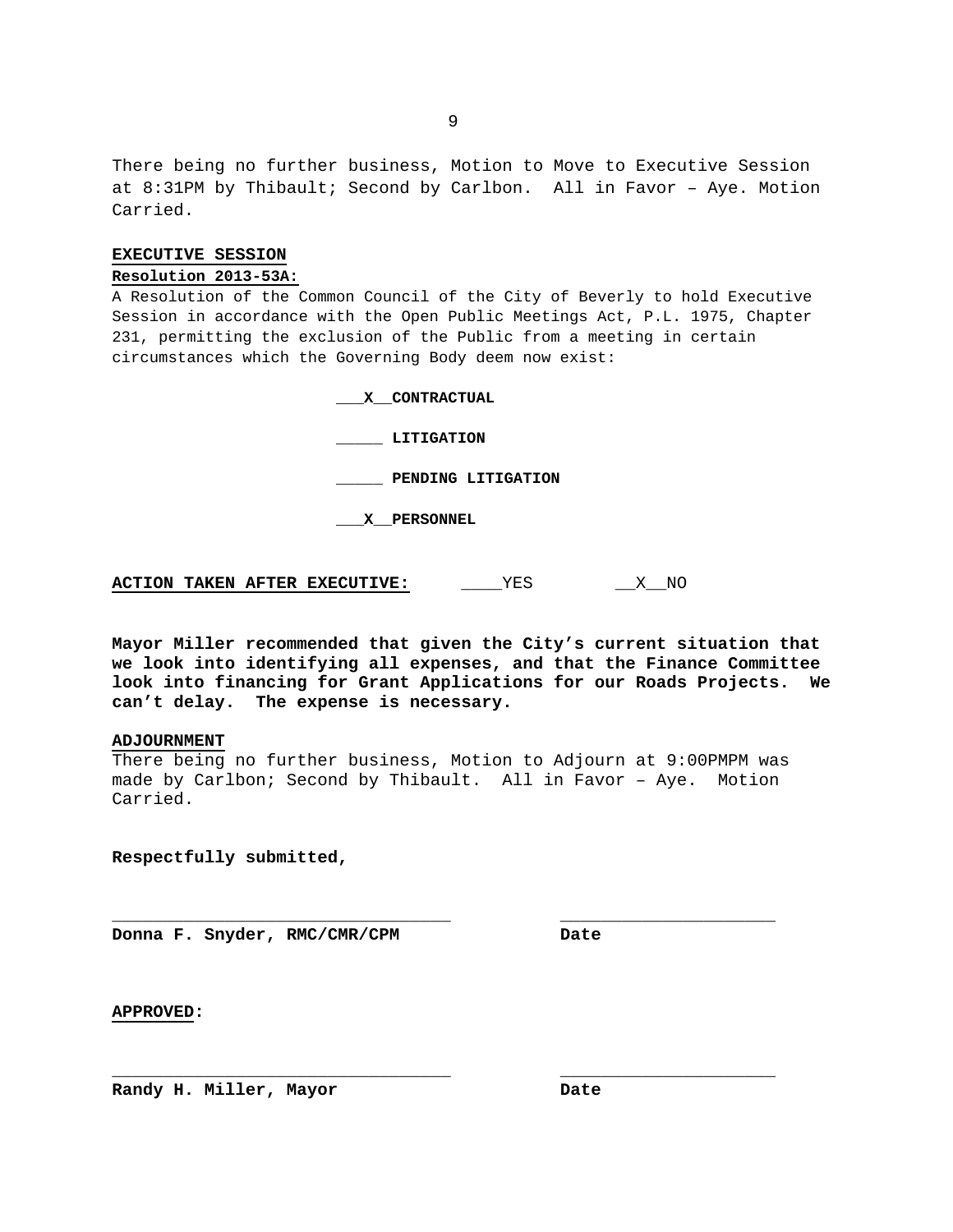There being no further business, Motion to Move to Executive Session at 8:31PM by Thibault; Second by Carlbon. All in Favor – Aye. Motion Carried.

**EXECUTIVE SESSION**

**Resolution 2013-53A:**

A Resolution of the Common Council of the City of Beverly to hold Executive Session in accordance with the Open Public Meetings Act, P.L. 1975, Chapter 231, permitting the exclusion of the Public from a meeting in certain circumstances which the Governing Body deem now exist:

**___X__CONTRACTUAL**

**_____ LITIGATION**

**_____ PENDING LITIGATION**

**___X__PERSONNEL**

**ACTION TAKEN AFTER EXECUTIVE:** ____YES __X__NO

**Mayor Miller recommended that given the City's current situation that we look into identifying all expenses, and that the Finance Committee look into financing for Grant Applications for our Roads Projects. We can't delay. The expense is necessary.**

**ADJOURNMENT**

There being no further business, Motion to Adjourn at 9:00PMPM was made by Carlbon; Second by Thibault. All in Favor – Aye. Motion Carried.

**Respectfully submitted,**

_________________________________ _____________________

**Donna F. Snyder, RMC/CMR/CPM** **Date**

**APPROVED:**

_________________________________ _____________________

**Randy H. Miller, Mayor** **Date**